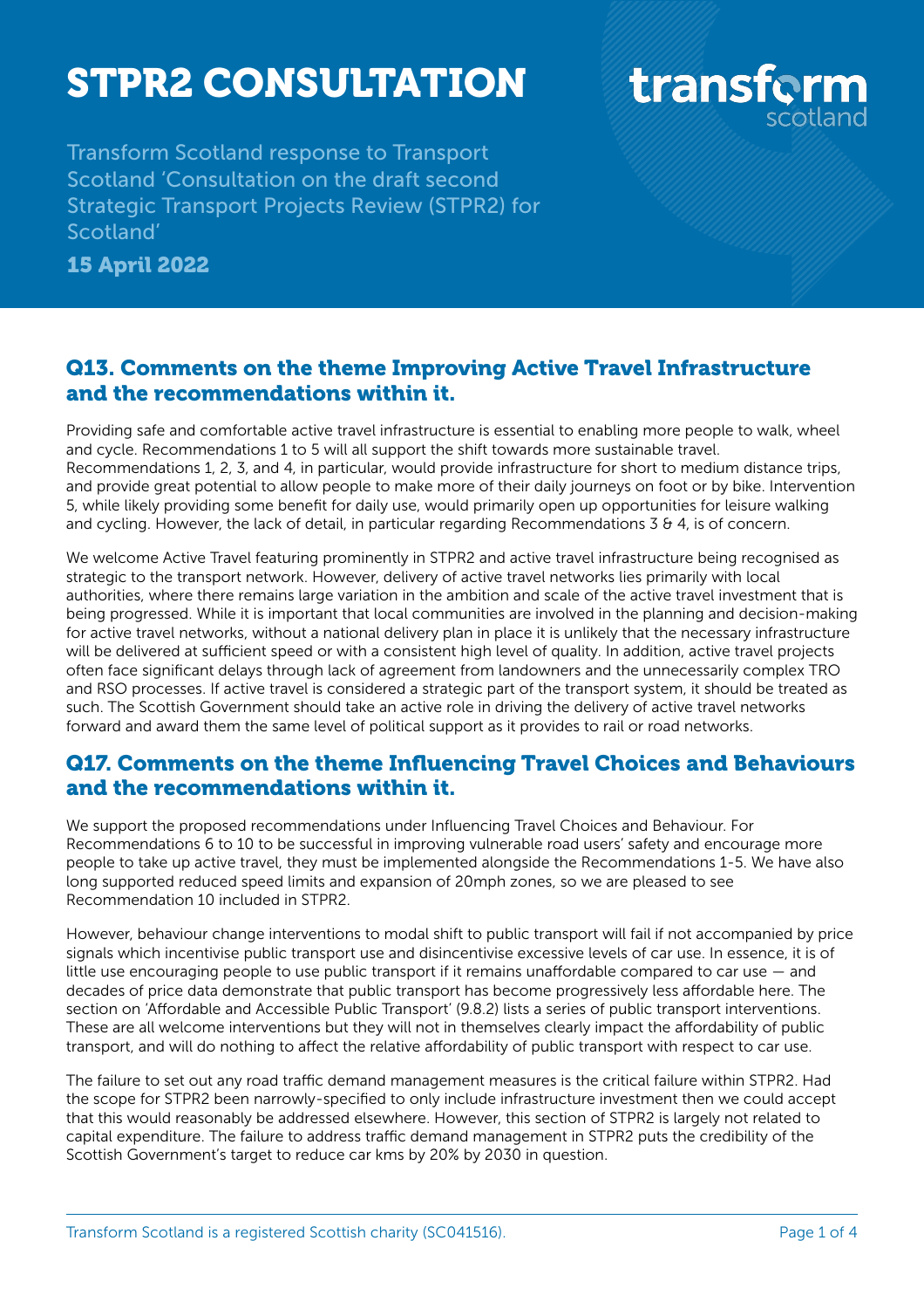# STPR2 CONSULTATION

transform scotland

Transform Scotland response to Transport Scotland 'Consultation on the draft second Strategic Transport Projects Review (STPR2) for Scotland'

**15 April 2022**

## Q13. Comments on the theme Improving Active Travel Infrastructure and the recommendations within it.

Providing safe and comfortable active travel infrastructure is essential to enabling more people to walk, wheel and cycle. Recommendations 1 to 5 will all support the shift towards more sustainable travel. Recommendations 1, 2, 3, and 4, in particular, would provide infrastructure for short to medium distance trips, and provide great potential to allow people to make more of their daily journeys on foot or by bike. Intervention 5, while likely providing some benefit for daily use, would primarily open up opportunities for leisure walking and cycling. However, the lack of detail, in particular regarding Recommendations 3 & 4, is of concern.

We welcome Active Travel featuring prominently in STPR2 and active travel infrastructure being recognised as strategic to the transport network. However, delivery of active travel networks lies primarily with local authorities, where there remains large variation in the ambition and scale of the active travel investment that is being progressed. While it is important that local communities are involved in the planning and decision-making for active travel networks, without a national delivery plan in place it is unlikely that the necessary infrastructure will be delivered at sufficient speed or with a consistent high level of quality. In addition, active travel projects often face significant delays through lack of agreement from landowners and the unnecessarily complex TRO and RSO processes. If active travel is considered a strategic part of the transport system, it should be treated as such. The Scottish Government should take an active role in driving the delivery of active travel networks forward and award them the same level of political support as it provides to rail or road networks.

## Q17. Comments on the theme Influencing Travel Choices and Behaviours and the recommendations within it.

We support the proposed recommendations under Influencing Travel Choices and Behaviour. For Recommendations 6 to 10 to be successful in improving vulnerable road users' safety and encourage more people to take up active travel, they must be implemented alongside the Recommendations 1-5. We have also long supported reduced speed limits and expansion of 20mph zones, so we are pleased to see Recommendation 10 included in STPR2.

However, behaviour change interventions to modal shift to public transport will fail if not accompanied by price signals which incentivise public transport use and disincentivise excessive levels of car use. In essence, it is of little use encouraging people to use public transport if it remains unaffordable compared to car use — and decades of price data demonstrate that public transport has become progressively less affordable here. The section on 'Affordable and Accessible Public Transport' (9.8.2) lists a series of public transport interventions. These are all welcome interventions but they will not in themselves clearly impact the affordability of public transport, and will do nothing to affect the relative affordability of public transport with respect to car use.

The failure to set out any road traffic demand management measures is the critical failure within STPR2. Had the scope for STPR2 been narrowly-specified to only include infrastructure investment then we could accept that this would reasonably be addressed elsewhere. However, this section of STPR2 is largely not related to capital expenditure. The failure to address traffic demand management in STPR2 puts the credibility of the Scottish Government's target to reduce car kms by 20% by 2030 in question.

Transform Scotland is a registered Scottish charity (SC041516).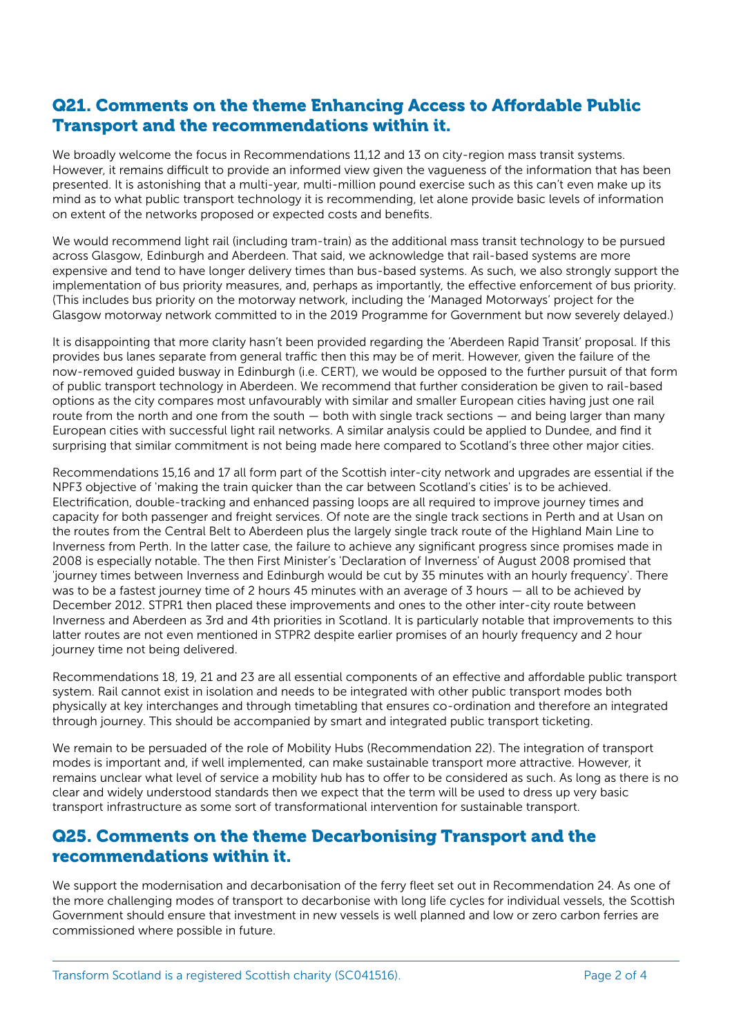## Q21. Comments on the theme Enhancing Access to Affordable Public Transport and the recommendations within it.

We broadly welcome the focus in Recommendations 11,12 and 13 on city-region mass transit systems. However, it remains difficult to provide an informed view given the vagueness of the information that has been presented. It is astonishing that a multi-year, multi-million pound exercise such as this can't even make up its mind as to what public transport technology it is recommending, let alone provide basic levels of information on extent of the networks proposed or expected costs and benefits.

We would recommend light rail (including tram-train) as the additional mass transit technology to be pursued across Glasgow, Edinburgh and Aberdeen. That said, we acknowledge that rail-based systems are more expensive and tend to have longer delivery times than bus-based systems. As such, we also strongly support the implementation of bus priority measures, and, perhaps as importantly, the effective enforcement of bus priority. (This includes bus priority on the motorway network, including the 'Managed Motorways' project for the Glasgow motorway network committed to in the 2019 Programme for Government but now severely delayed.)

It is disappointing that more clarity hasn't been provided regarding the 'Aberdeen Rapid Transit' proposal. If this provides bus lanes separate from general traffic then this may be of merit. However, given the failure of the now-removed guided busway in Edinburgh (i.e. CERT), we would be opposed to the further pursuit of that form of public transport technology in Aberdeen. We recommend that further consideration be given to rail-based options as the city compares most unfavourably with similar and smaller European cities having just one rail route from the north and one from the south — both with single track sections — and being larger than many European cities with successful light rail networks. A similar analysis could be applied to Dundee, and find it surprising that similar commitment is not being made here compared to Scotland's three other major cities.

Recommendations 15,16 and 17 all form part of the Scottish inter-city network and upgrades are essential if the NPF3 objective of 'making the train quicker than the car between Scotland's cities' is to be achieved. Electrification, double-tracking and enhanced passing loops are all required to improve journey times and capacity for both passenger and freight services. Of note are the single track sections in Perth and at Usan on the routes from the Central Belt to Aberdeen plus the largely single track route of the Highland Main Line to Inverness from Perth. In the latter case, the failure to achieve any significant progress since promises made in 2008 is especially notable. The then First Minister's 'Declaration of Inverness' of August 2008 promised that 'journey times between Inverness and Edinburgh would be cut by 35 minutes with an hourly frequency'. There was to be a fastest journey time of 2 hours 45 minutes with an average of 3 hours — all to be achieved by December 2012. STPR1 then placed these improvements and ones to the other inter-city route between Inverness and Aberdeen as 3rd and 4th priorities in Scotland. It is particularly notable that improvements to this latter routes are not even mentioned in STPR2 despite earlier promises of an hourly frequency and 2 hour journey time not being delivered.

Recommendations 18, 19, 21 and 23 are all essential components of an effective and affordable public transport system. Rail cannot exist in isolation and needs to be integrated with other public transport modes both physically at key interchanges and through timetabling that ensures co-ordination and therefore an integrated through journey. This should be accompanied by smart and integrated public transport ticketing.

We remain to be persuaded of the role of Mobility Hubs (Recommendation 22). The integration of transport modes is important and, if well implemented, can make sustainable transport more attractive. However, it remains unclear what level of service a mobility hub has to offer to be considered as such. As long as there is no clear and widely understood standards then we expect that the term will be used to dress up very basic transport infrastructure as some sort of transformational intervention for sustainable transport.

## Q25. Comments on the theme Decarbonising Transport and the recommendations within it.

We support the modernisation and decarbonisation of the ferry fleet set out in Recommendation 24. As one of the more challenging modes of transport to decarbonise with long life cycles for individual vessels, the Scottish Government should ensure that investment in new vessels is well planned and low or zero carbon ferries are commissioned where possible in future.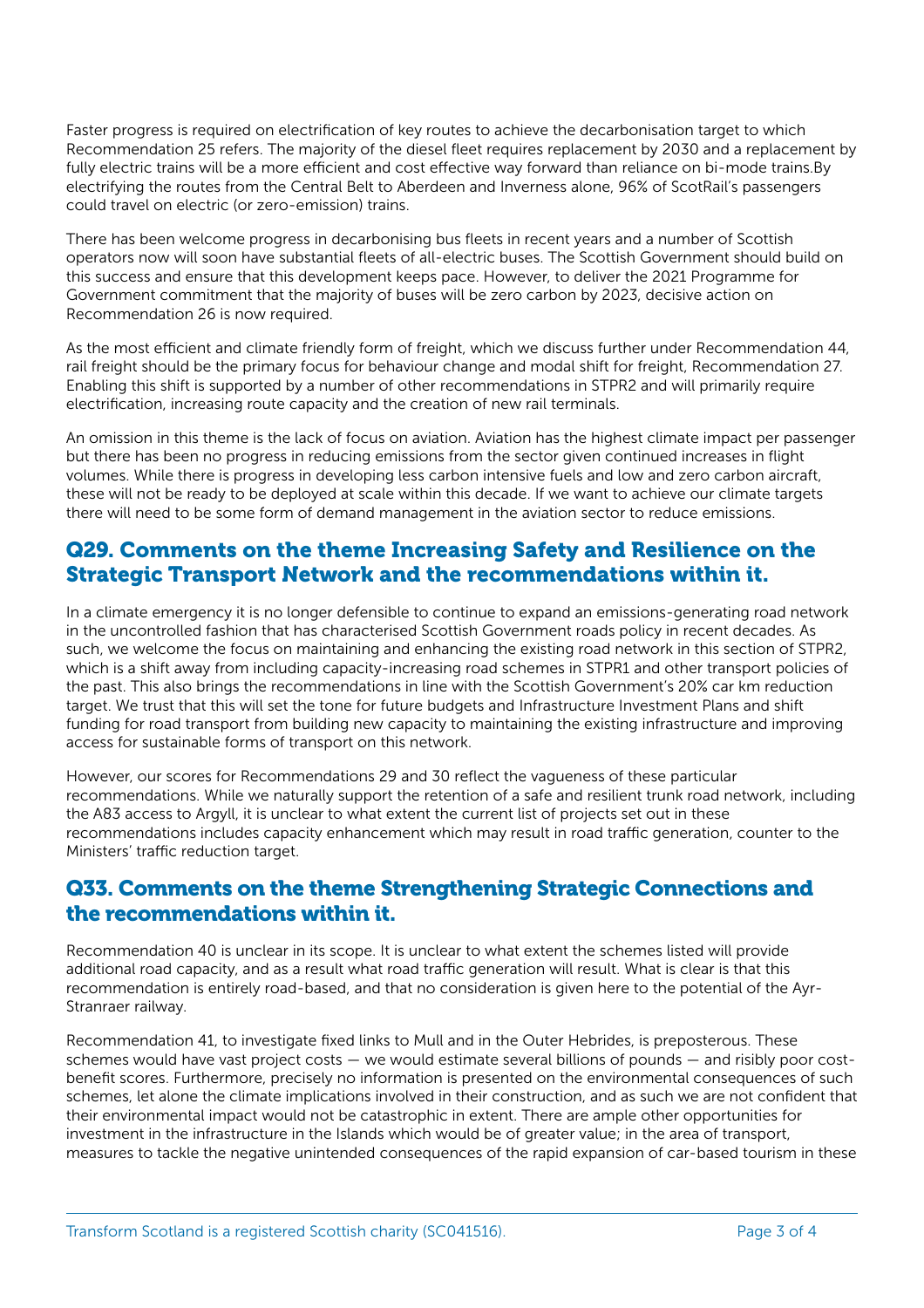Faster progress is required on electrification of key routes to achieve the decarbonisation target to which Recommendation 25 refers. The majority of the diesel fleet requires replacement by 2030 and a replacement by fully electric trains will be a more efficient and cost effective way forward than reliance on bi-mode trains.By electrifying the routes from the Central Belt to Aberdeen and Inverness alone, 96% of ScotRail's passengers could travel on electric (or zero-emission) trains.

There has been welcome progress in decarbonising bus fleets in recent years and a number of Scottish operators now will soon have substantial fleets of all-electric buses. The Scottish Government should build on this success and ensure that this development keeps pace. However, to deliver the 2021 Programme for Government commitment that the majority of buses will be zero carbon by 2023, decisive action on Recommendation 26 is now required.

As the most efficient and climate friendly form of freight, which we discuss further under Recommendation 44, rail freight should be the primary focus for behaviour change and modal shift for freight, Recommendation 27. Enabling this shift is supported by a number of other recommendations in STPR2 and will primarily require electrification, increasing route capacity and the creation of new rail terminals.

An omission in this theme is the lack of focus on aviation. Aviation has the highest climate impact per passenger but there has been no progress in reducing emissions from the sector given continued increases in flight volumes. While there is progress in developing less carbon intensive fuels and low and zero carbon aircraft, these will not be ready to be deployed at scale within this decade. If we want to achieve our climate targets there will need to be some form of demand management in the aviation sector to reduce emissions.

## Q29. Comments on the theme Increasing Safety and Resilience on the Strategic Transport Network and the recommendations within it.

In a climate emergency it is no longer defensible to continue to expand an emissions-generating road network in the uncontrolled fashion that has characterised Scottish Government roads policy in recent decades. As such, we welcome the focus on maintaining and enhancing the existing road network in this section of STPR2, which is a shift away from including capacity-increasing road schemes in STPR1 and other transport policies of the past. This also brings the recommendations in line with the Scottish Government's 20% car km reduction target. We trust that this will set the tone for future budgets and Infrastructure Investment Plans and shift funding for road transport from building new capacity to maintaining the existing infrastructure and improving access for sustainable forms of transport on this network.

However, our scores for Recommendations 29 and 30 reflect the vagueness of these particular recommendations. While we naturally support the retention of a safe and resilient trunk road network, including the A83 access to Argyll, it is unclear to what extent the current list of projects set out in these recommendations includes capacity enhancement which may result in road traffic generation, counter to the Ministers' traffic reduction target.

## Q33. Comments on the theme Strengthening Strategic Connections and the recommendations within it.

Recommendation 40 is unclear in its scope. It is unclear to what extent the schemes listed will provide additional road capacity, and as a result what road traffic generation will result. What is clear is that this recommendation is entirely road-based, and that no consideration is given here to the potential of the Ayr-Stranraer railway.

Recommendation 41, to investigate fixed links to Mull and in the Outer Hebrides, is preposterous. These schemes would have vast project costs — we would estimate several billions of pounds — and risibly poor cost-benefit scores. Furthermore, precisely no information is presented on the environmental consequences of such schemes, let alone the climate implications involved in their construction, and as such we are not confident that their environmental impact would not be catastrophic in extent. There are ample other opportunities for investment in the infrastructure in the Islands which would be of greater value; in the area of transport, measures to tackle the negative unintended consequences of the rapid expansion of car-based tourism in these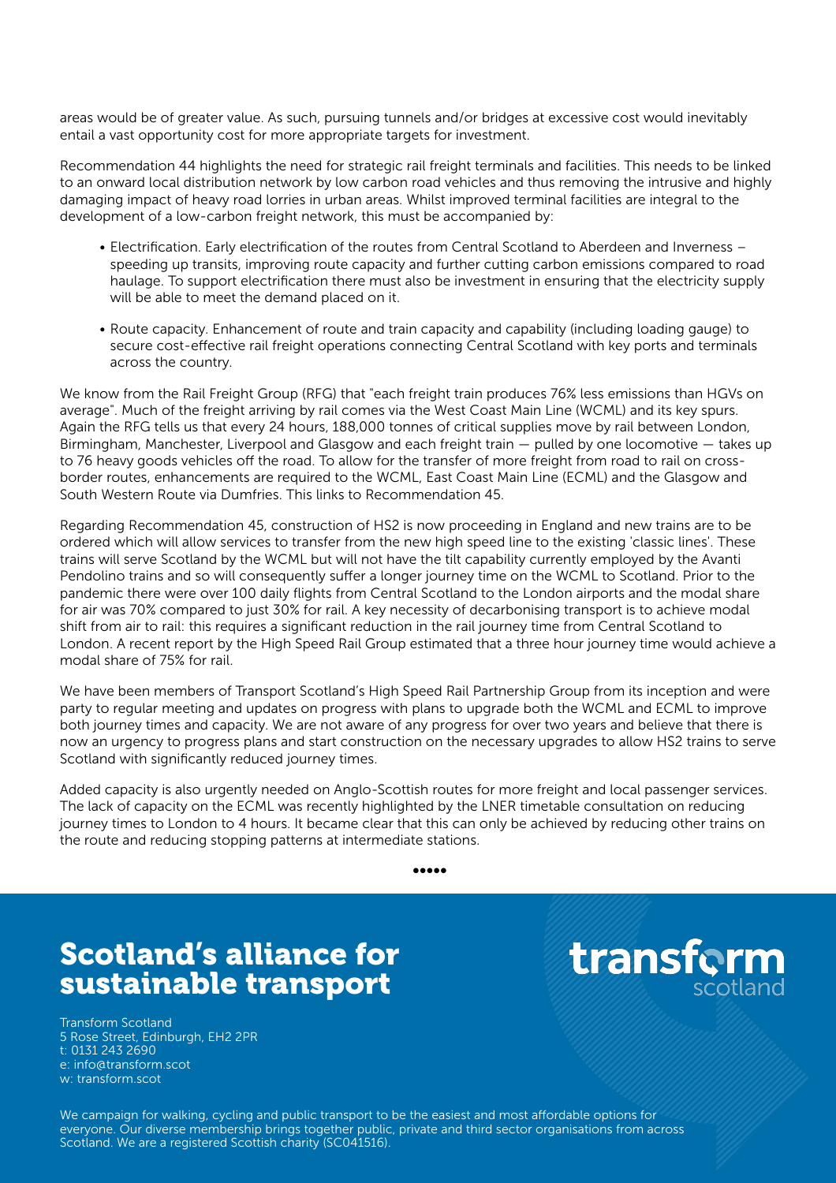areas would be of greater value. As such, pursuing tunnels and/or bridges at excessive cost would inevitably entail a vast opportunity cost for more appropriate targets for investment.

Recommendation 44 highlights the need for strategic rail freight terminals and facilities. This needs to be linked to an onward local distribution network by low carbon road vehicles and thus removing the intrusive and highly damaging impact of heavy road lorries in urban areas. Whilst improved terminal facilities are integral to the development of a low-carbon freight network, this must be accompanied by:

- Electrification. Early electrification of the routes from Central Scotland to Aberdeen and Inverness – speeding up transits, improving route capacity and further cutting carbon emissions compared to road haulage. To support electrification there must also be investment in ensuring that the electricity supply will be able to meet the demand placed on it.
- Route capacity. Enhancement of route and train capacity and capability (including loading gauge) to secure cost-effective rail freight operations connecting Central Scotland with key ports and terminals across the country.

We know from the Rail Freight Group (RFG) that "each freight train produces 76% less emissions than HGVs on average". Much of the freight arriving by rail comes via the West Coast Main Line (WCML) and its key spurs. Again the RFG tells us that every 24 hours, 188,000 tonnes of critical supplies move by rail between London, Birmingham, Manchester, Liverpool and Glasgow and each freight train — pulled by one locomotive — takes up to 76 heavy goods vehicles off the road. To allow for the transfer of more freight from road to rail on cross-border routes, enhancements are required to the WCML, East Coast Main Line (ECML) and the Glasgow and South Western Route via Dumfries. This links to Recommendation 45.

Regarding Recommendation 45, construction of HS2 is now proceeding in England and new trains are to be ordered which will allow services to transfer from the new high speed line to the existing 'classic lines'. These trains will serve Scotland by the WCML but will not have the tilt capability currently employed by the Avanti Pendolino trains and so will consequently suffer a longer journey time on the WCML to Scotland. Prior to the pandemic there were over 100 daily flights from Central Scotland to the London airports and the modal share for air was 70% compared to just 30% for rail. A key necessity of decarbonising transport is to achieve modal shift from air to rail: this requires a significant reduction in the rail journey time from Central Scotland to London. A recent report by the High Speed Rail Group estimated that a three hour journey time would achieve a modal share of 75% for rail.

We have been members of Transport Scotland's High Speed Rail Partnership Group from its inception and were party to regular meeting and updates on progress with plans to upgrade both the WCML and ECML to improve both journey times and capacity. We are not aware of any progress for over two years and believe that there is now an urgency to progress plans and start construction on the necessary upgrades to allow HS2 trains to serve Scotland with significantly reduced journey times.

Added capacity is also urgently needed on Anglo-Scottish routes for more freight and local passenger services. The lack of capacity on the ECML was recently highlighted by the LNER timetable consultation on reducing journey times to London to 4 hours. It became clear that this can only be achieved by reducing other trains on the route and reducing stopping patterns at intermediate stations.

•••••

## Scotland's alliance for sustainable transport

transform scotland

Transform Scotland
5 Rose Street, Edinburgh, EH2 2PR
t: 0131 243 2690
e: info@transform.scot
w: transform.scot

We campaign for walking, cycling and public transport to be the easiest and most affordable options for everyone. Our diverse membership brings together public, private and third sector organisations from across Scotland. We are a registered Scottish charity (SC041516).